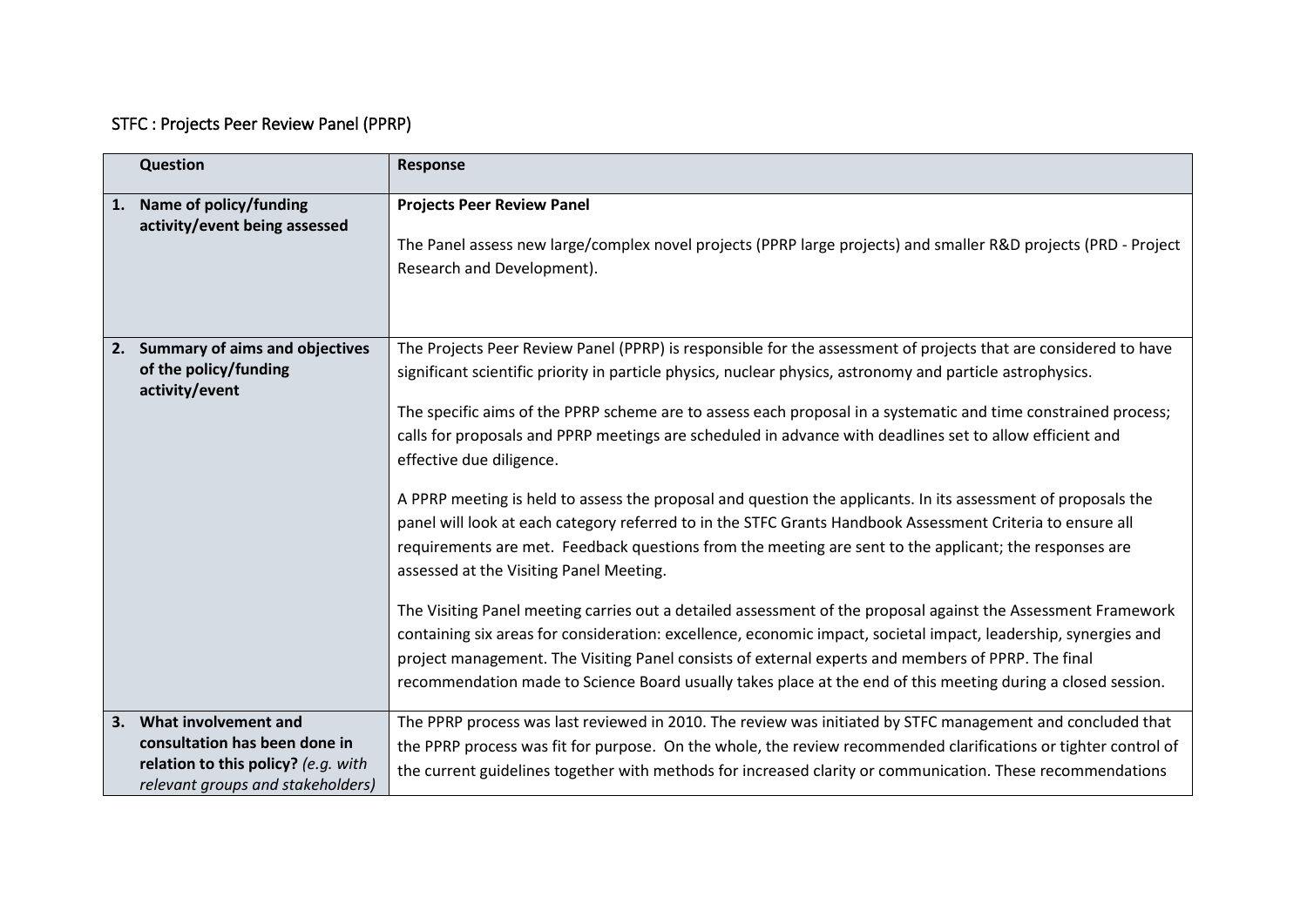STFC : Projects Peer Review Panel (PPRP)

| | Question | Response |
|---|---|---|
| 1. | **Name of policy/funding activity/event being assessed** | **Projects Peer Review Panel**<br><br>The Panel assess new large/complex novel projects (PPRP large projects) and smaller R&D projects (PRD - Project Research and Development). |
| 2. | **Summary of aims and objectives of the policy/funding activity/event** | The Projects Peer Review Panel (PPRP) is responsible for the assessment of projects that are considered to have significant scientific priority in particle physics, nuclear physics, astronomy and particle astrophysics.<br><br>The specific aims of the PPRP scheme are to assess each proposal in a systematic and time constrained process; calls for proposals and PPRP meetings are scheduled in advance with deadlines set to allow efficient and effective due diligence.<br><br>A PPRP meeting is held to assess the proposal and question the applicants. In its assessment of proposals the panel will look at each category referred to in the STFC Grants Handbook Assessment Criteria to ensure all requirements are met. Feedback questions from the meeting are sent to the applicant; the responses are assessed at the Visiting Panel Meeting.<br><br>The Visiting Panel meeting carries out a detailed assessment of the proposal against the Assessment Framework containing six areas for consideration: excellence, economic impact, societal impact, leadership, synergies and project management. The Visiting Panel consists of external experts and members of PPRP. The final recommendation made to Science Board usually takes place at the end of this meeting during a closed session. |
| 3. | **What involvement and consultation has been done in relation to this policy?** *(e.g. with relevant groups and stakeholders)* | The PPRP process was last reviewed in 2010. The review was initiated by STFC management and concluded that the PPRP process was fit for purpose. On the whole, the review recommended clarifications or tighter control of the current guidelines together with methods for increased clarity or communication. These recommendations |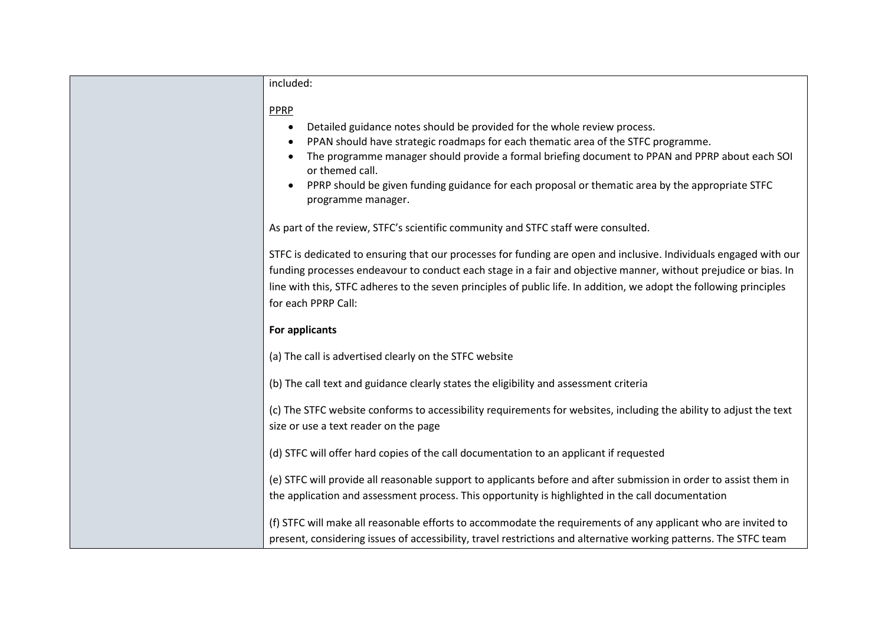| | included:<br><br>PPRP<br><br>- Detailed guidance notes should be provided for the whole review process.<br>- PPAN should have strategic roadmaps for each thematic area of the STFC programme.<br>- The programme manager should provide a formal briefing document to PPAN and PPRP about each SOI or themed call.<br>- PPRP should be given funding guidance for each proposal or thematic area by the appropriate STFC programme manager.<br><br>As part of the review, STFC's scientific community and STFC staff were consulted.<br><br>STFC is dedicated to ensuring that our processes for funding are open and inclusive. Individuals engaged with our funding processes endeavour to conduct each stage in a fair and objective manner, without prejudice or bias. In line with this, STFC adheres to the seven principles of public life. In addition, we adopt the following principles for each PPRP Call:<br><br>**For applicants**<br><br>(a) The call is advertised clearly on the STFC website<br><br>(b) The call text and guidance clearly states the eligibility and assessment criteria<br><br>(c) The STFC website conforms to accessibility requirements for websites, including the ability to adjust the text size or use a text reader on the page<br><br>(d) STFC will offer hard copies of the call documentation to an applicant if requested<br><br>(e) STFC will provide all reasonable support to applicants before and after submission in order to assist them in the application and assessment process. This opportunity is highlighted in the call documentation<br><br>(f) STFC will make all reasonable efforts to accommodate the requirements of any applicant who are invited to present, considering issues of accessibility, travel restrictions and alternative working patterns. The STFC team |
|---|---|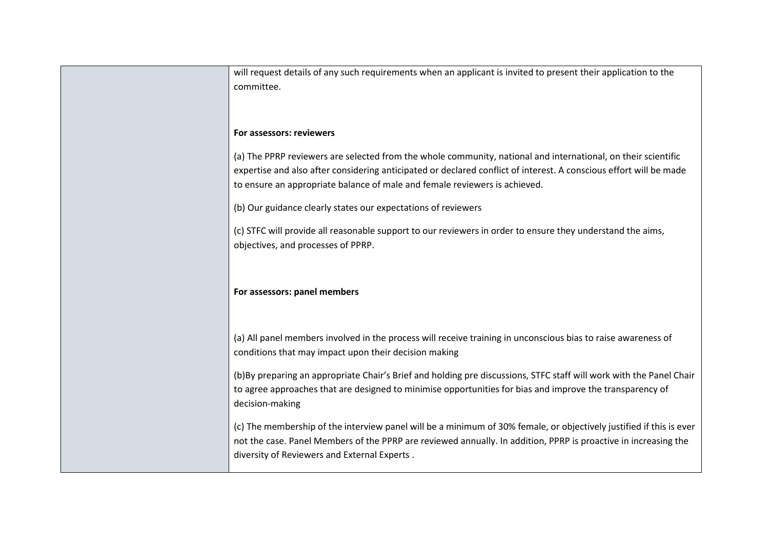| | |
|---|---|
| | will request details of any such requirements when an applicant is invited to present their application to the committee.<br><br>**For assessors: reviewers**<br><br>(a) The PPRP reviewers are selected from the whole community, national and international, on their scientific expertise and also after considering anticipated or declared conflict of interest. A conscious effort will be made to ensure an appropriate balance of male and female reviewers is achieved.<br><br>(b) Our guidance clearly states our expectations of reviewers<br><br>(c) STFC will provide all reasonable support to our reviewers in order to ensure they understand the aims, objectives, and processes of PPRP.<br><br>**For assessors: panel members**<br><br>(a) All panel members involved in the process will receive training in unconscious bias to raise awareness of conditions that may impact upon their decision making<br><br>(b)By preparing an appropriate Chair's Brief and holding pre discussions, STFC staff will work with the Panel Chair to agree approaches that are designed to minimise opportunities for bias and improve the transparency of decision-making<br><br>(c) The membership of the interview panel will be a minimum of 30% female, or objectively justified if this is ever not the case. Panel Members of the PPRP are reviewed annually. In addition, PPRP is proactive in increasing the diversity of Reviewers and External Experts . |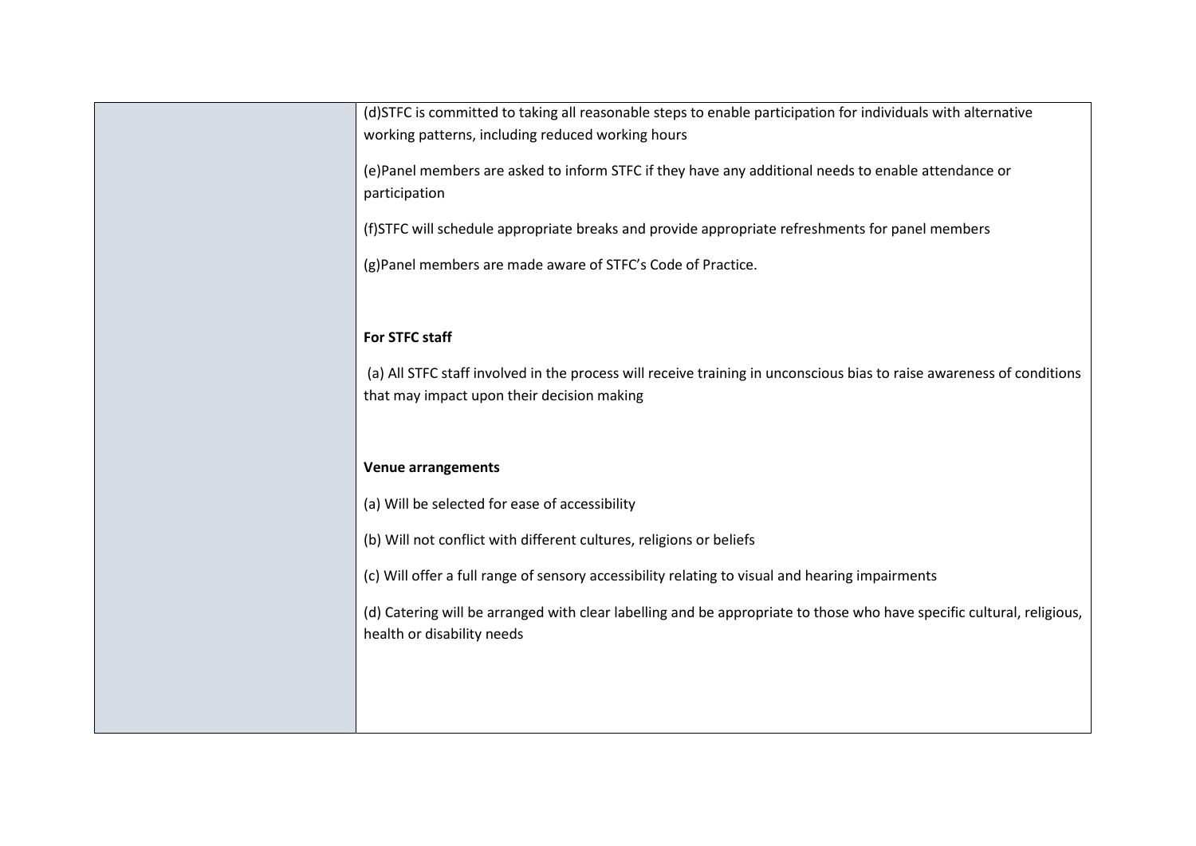| | (d)STFC is committed to taking all reasonable steps to enable participation for individuals with alternative working patterns, including reduced working hours<br><br>(e)Panel members are asked to inform STFC if they have any additional needs to enable attendance or participation<br><br>(f)STFC will schedule appropriate breaks and provide appropriate refreshments for panel members<br><br>(g)Panel members are made aware of STFC's Code of Practice.<br><br>**For STFC staff**<br><br>(a) All STFC staff involved in the process will receive training in unconscious bias to raise awareness of conditions that may impact upon their decision making<br><br>**Venue arrangements**<br><br>(a) Will be selected for ease of accessibility<br><br>(b) Will not conflict with different cultures, religions or beliefs<br><br>(c) Will offer a full range of sensory accessibility relating to visual and hearing impairments<br><br>(d) Catering will be arranged with clear labelling and be appropriate to those who have specific cultural, religious, health or disability needs |
|---|---|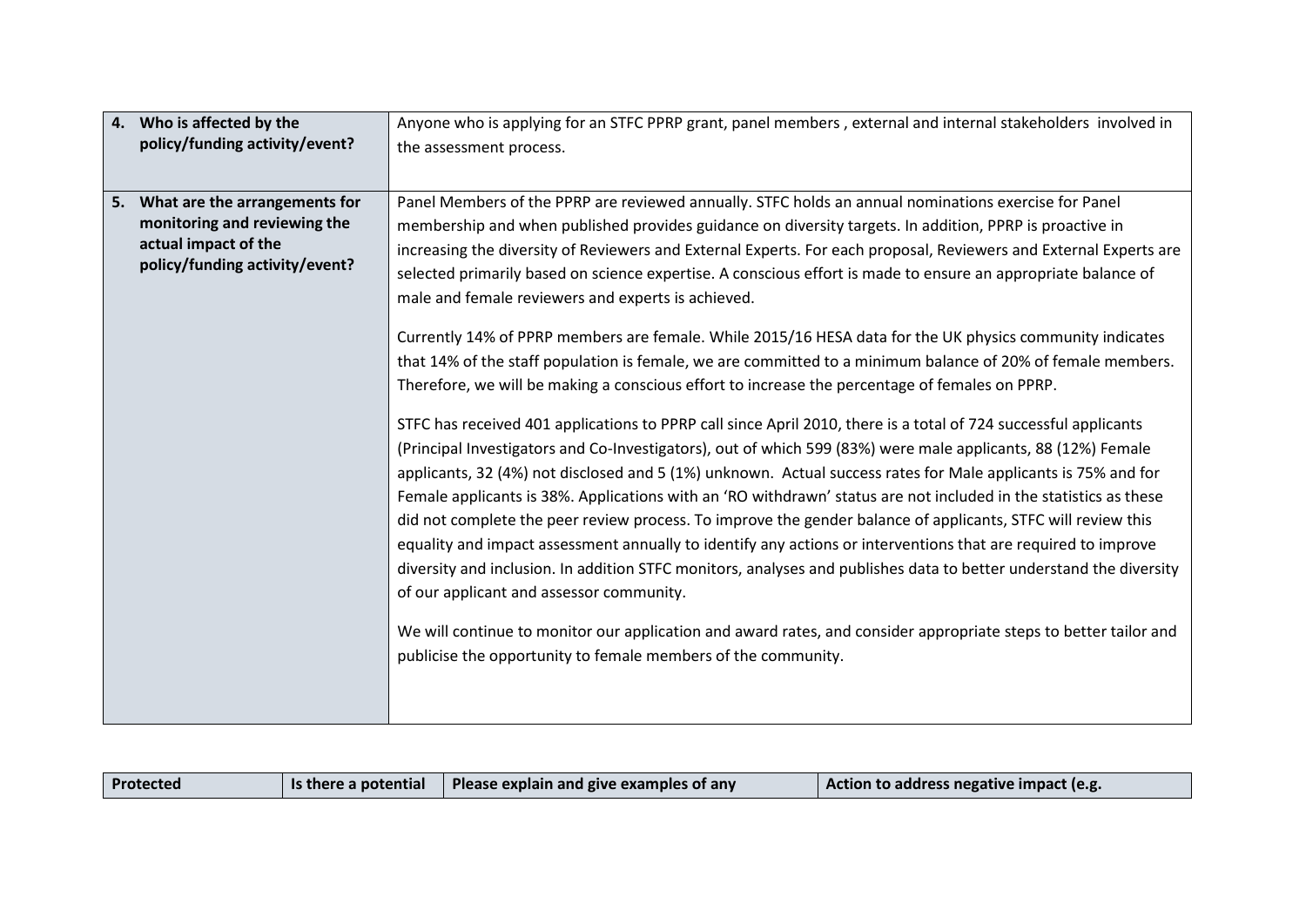| | |
|---|---|
| **4. Who is affected by the policy/funding activity/event?** | Anyone who is applying for an STFC PPRP grant, panel members , external and internal stakeholders involved in the assessment process. |
| **5. What are the arrangements for monitoring and reviewing the actual impact of the policy/funding activity/event?** | Panel Members of the PPRP are reviewed annually. STFC holds an annual nominations exercise for Panel membership and when published provides guidance on diversity targets. In addition, PPRP is proactive in increasing the diversity of Reviewers and External Experts. For each proposal, Reviewers and External Experts are selected primarily based on science expertise. A conscious effort is made to ensure an appropriate balance of male and female reviewers and experts is achieved.<br><br>Currently 14% of PPRP members are female. While 2015/16 HESA data for the UK physics community indicates that 14% of the staff population is female, we are committed to a minimum balance of 20% of female members. Therefore, we will be making a conscious effort to increase the percentage of females on PPRP.<br><br>STFC has received 401 applications to PPRP call since April 2010, there is a total of 724 successful applicants (Principal Investigators and Co-Investigators), out of which 599 (83%) were male applicants, 88 (12%) Female applicants, 32 (4%) not disclosed and 5 (1%) unknown. Actual success rates for Male applicants is 75% and for Female applicants is 38%. Applications with an 'RO withdrawn' status are not included in the statistics as these did not complete the peer review process. To improve the gender balance of applicants, STFC will review this equality and impact assessment annually to identify any actions or interventions that are required to improve diversity and inclusion. In addition STFC monitors, analyses and publishes data to better understand the diversity of our applicant and assessor community.<br><br>We will continue to monitor our application and award rates, and consider appropriate steps to better tailor and publicise the opportunity to female members of the community. |

| Protected | Is there a potential | Please explain and give examples of any | Action to address negative impact (e.g. |
|---|---|---|---|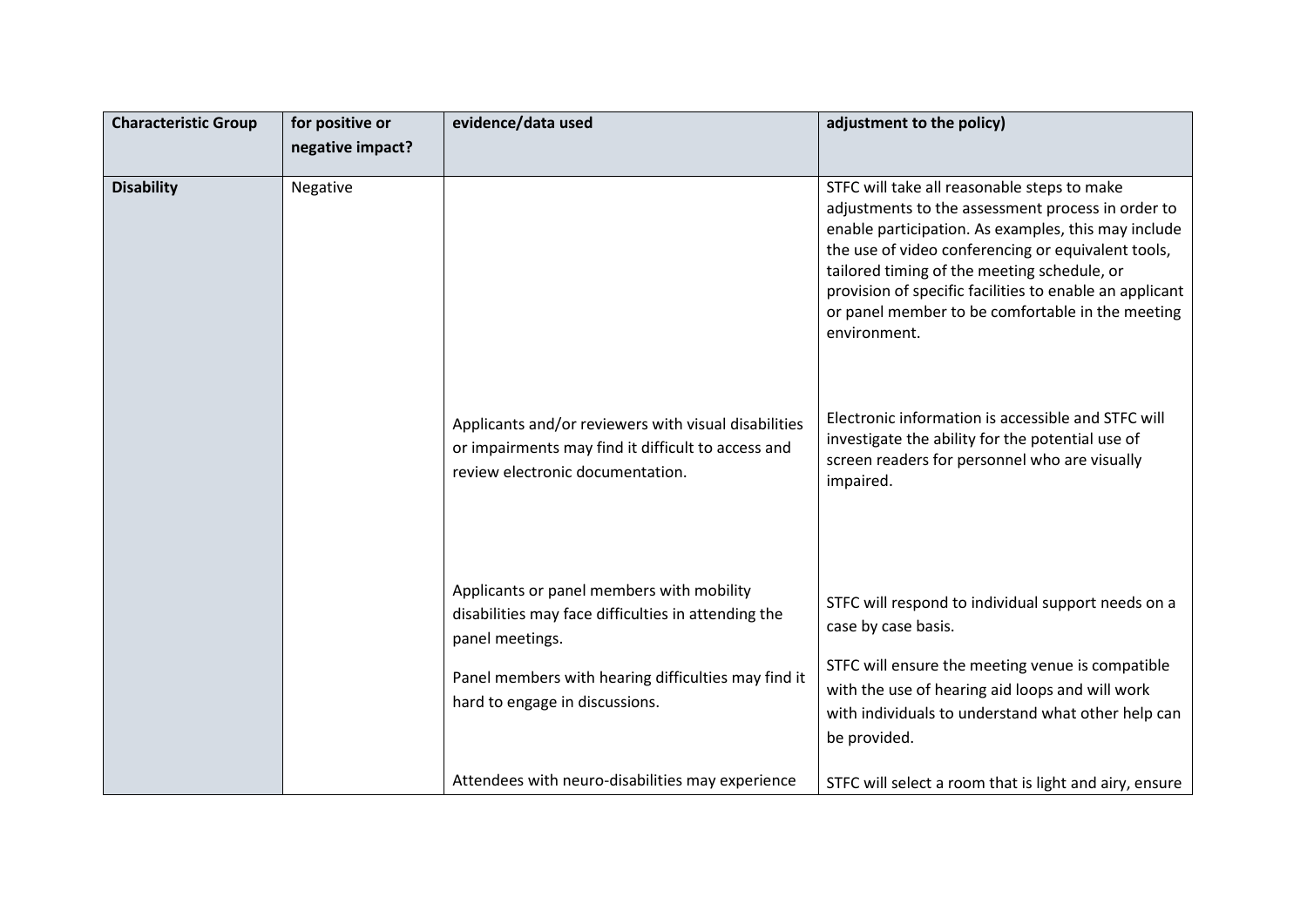| Characteristic Group | for positive or negative impact? | evidence/data used | adjustment to the policy) |
| --- | --- | --- | --- |
| **Disability** | Negative | | STFC will take all reasonable steps to make adjustments to the assessment process in order to enable participation. As examples, this may include the use of video conferencing or equivalent tools, tailored timing of the meeting schedule, or provision of specific facilities to enable an applicant or panel member to be comfortable in the meeting environment. |
| | | Applicants and/or reviewers with visual disabilities or impairments may find it difficult to access and review electronic documentation. | Electronic information is accessible and STFC will investigate the ability for the potential use of screen readers for personnel who are visually impaired. |
| | | Applicants or panel members with mobility disabilities may face difficulties in attending the panel meetings. | STFC will respond to individual support needs on a case by case basis. |
| | | Panel members with hearing difficulties may find it hard to engage in discussions. | STFC will ensure the meeting venue is compatible with the use of hearing aid loops and will work with individuals to understand what other help can be provided. |
| | | Attendees with neuro-disabilities may experience | STFC will select a room that is light and airy, ensure |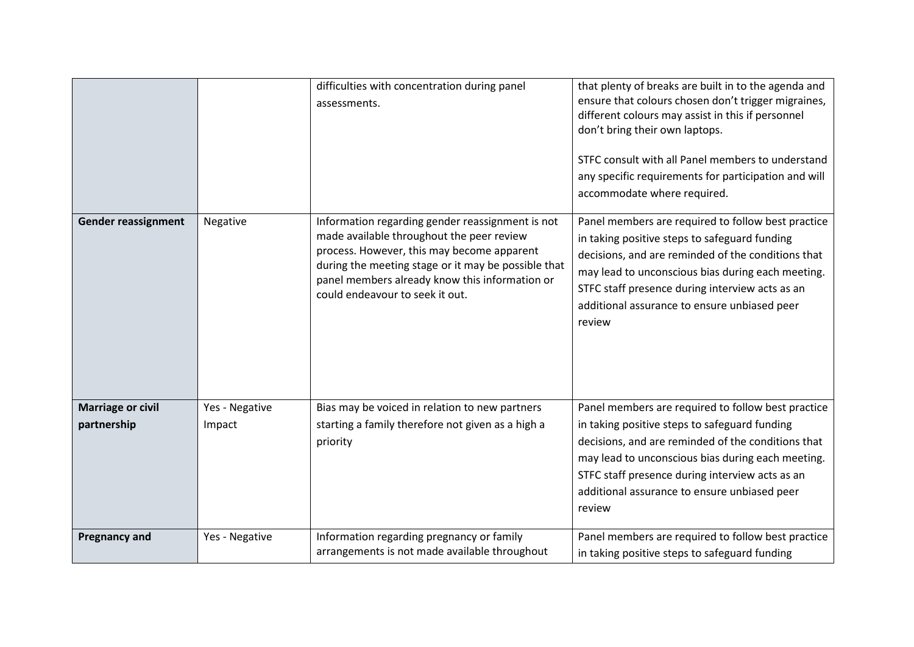| | | | |
|---|---|---|---|
| | | difficulties with concentration during panel assessments. | that plenty of breaks are built in to the agenda and ensure that colours chosen don't trigger migraines, different colours may assist in this if personnel don't bring their own laptops.<br><br>STFC consult with all Panel members to understand any specific requirements for participation and will accommodate where required. |
| **Gender reassignment** | Negative | Information regarding gender reassignment is not made available throughout the peer review process. However, this may become apparent during the meeting stage or it may be possible that panel members already know this information or could endeavour to seek it out. | Panel members are required to follow best practice in taking positive steps to safeguard funding decisions, and are reminded of the conditions that may lead to unconscious bias during each meeting. STFC staff presence during interview acts as an additional assurance to ensure unbiased peer review |
| **Marriage or civil partnership** | Yes - Negative Impact | Bias may be voiced in relation to new partners starting a family therefore not given as a high a priority | Panel members are required to follow best practice in taking positive steps to safeguard funding decisions, and are reminded of the conditions that may lead to unconscious bias during each meeting. STFC staff presence during interview acts as an additional assurance to ensure unbiased peer review |
| **Pregnancy and** | Yes - Negative | Information regarding pregnancy or family arrangements is not made available throughout | Panel members are required to follow best practice in taking positive steps to safeguard funding |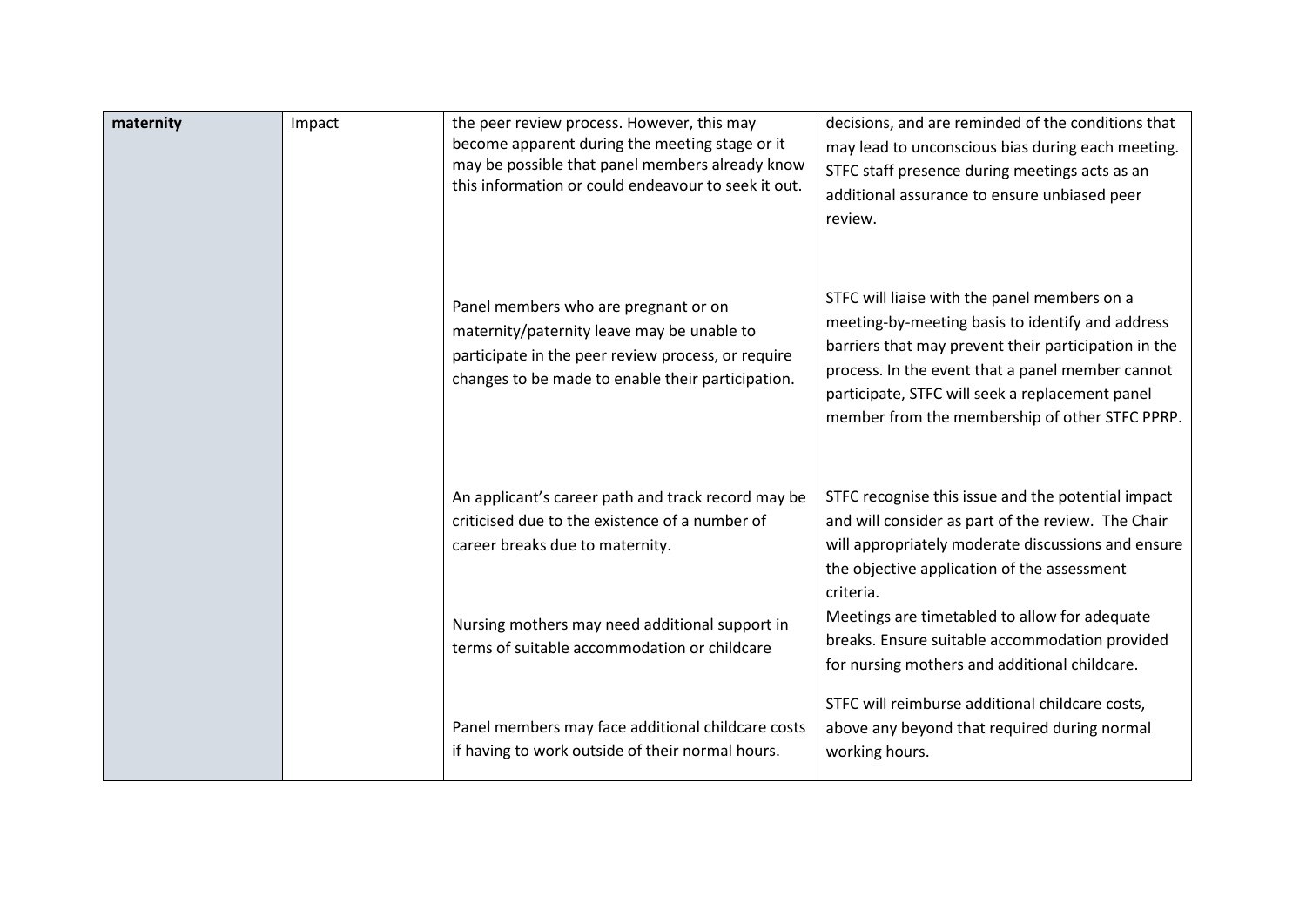| **maternity** | Impact | the peer review process. However, this may become apparent during the meeting stage or it may be possible that panel members already know this information or could endeavour to seek it out. | decisions, and are reminded of the conditions that may lead to unconscious bias during each meeting. STFC staff presence during meetings acts as an additional assurance to ensure unbiased peer review. |
|---|---|---|---|
| | | Panel members who are pregnant or on maternity/paternity leave may be unable to participate in the peer review process, or require changes to be made to enable their participation. | STFC will liaise with the panel members on a meeting-by-meeting basis to identify and address barriers that may prevent their participation in the process. In the event that a panel member cannot participate, STFC will seek a replacement panel member from the membership of other STFC PPRP. |
| | | An applicant's career path and track record may be criticised due to the existence of a number of career breaks due to maternity. | STFC recognise this issue and the potential impact and will consider as part of the review. The Chair will appropriately moderate discussions and ensure the objective application of the assessment criteria. |
| | | Nursing mothers may need additional support in terms of suitable accommodation or childcare | Meetings are timetabled to allow for adequate breaks. Ensure suitable accommodation provided for nursing mothers and additional childcare. |
| | | Panel members may face additional childcare costs if having to work outside of their normal hours. | STFC will reimburse additional childcare costs, above any beyond that required during normal working hours. |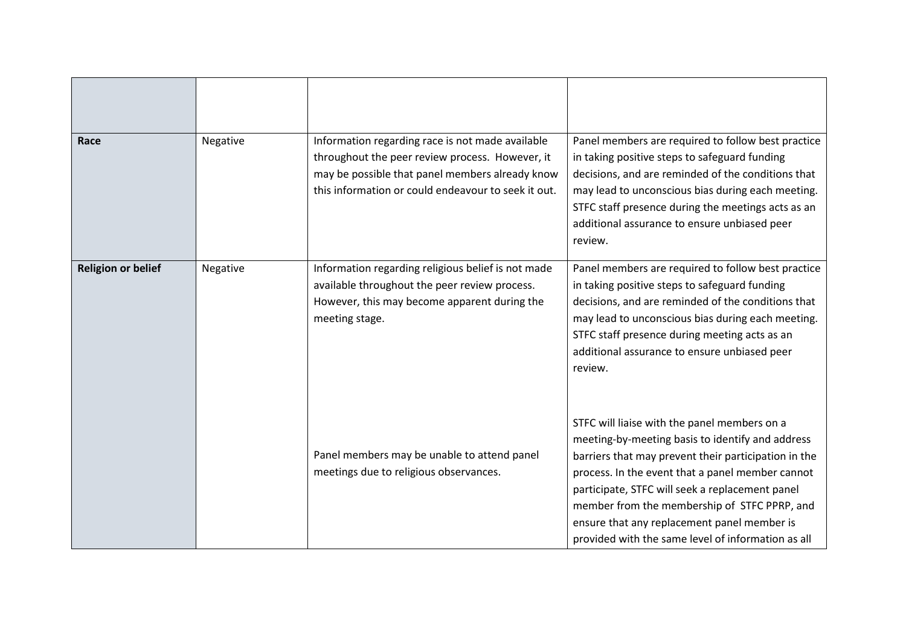| | | | |
|---|---|---|---|
| **Race** | Negative | Information regarding race is not made available throughout the peer review process. However, it may be possible that panel members already know this information or could endeavour to seek it out. | Panel members are required to follow best practice in taking positive steps to safeguard funding decisions, and are reminded of the conditions that may lead to unconscious bias during each meeting. STFC staff presence during the meetings acts as an additional assurance to ensure unbiased peer review. |
| **Religion or belief** | Negative | Information regarding religious belief is not made available throughout the peer review process. However, this may become apparent during the meeting stage.<br><br>Panel members may be unable to attend panel meetings due to religious observances. | Panel members are required to follow best practice in taking positive steps to safeguard funding decisions, and are reminded of the conditions that may lead to unconscious bias during each meeting. STFC staff presence during meeting acts as an additional assurance to ensure unbiased peer review.<br><br>STFC will liaise with the panel members on a meeting-by-meeting basis to identify and address barriers that may prevent their participation in the process. In the event that a panel member cannot participate, STFC will seek a replacement panel member from the membership of STFC PPRP, and ensure that any replacement panel member is provided with the same level of information as all |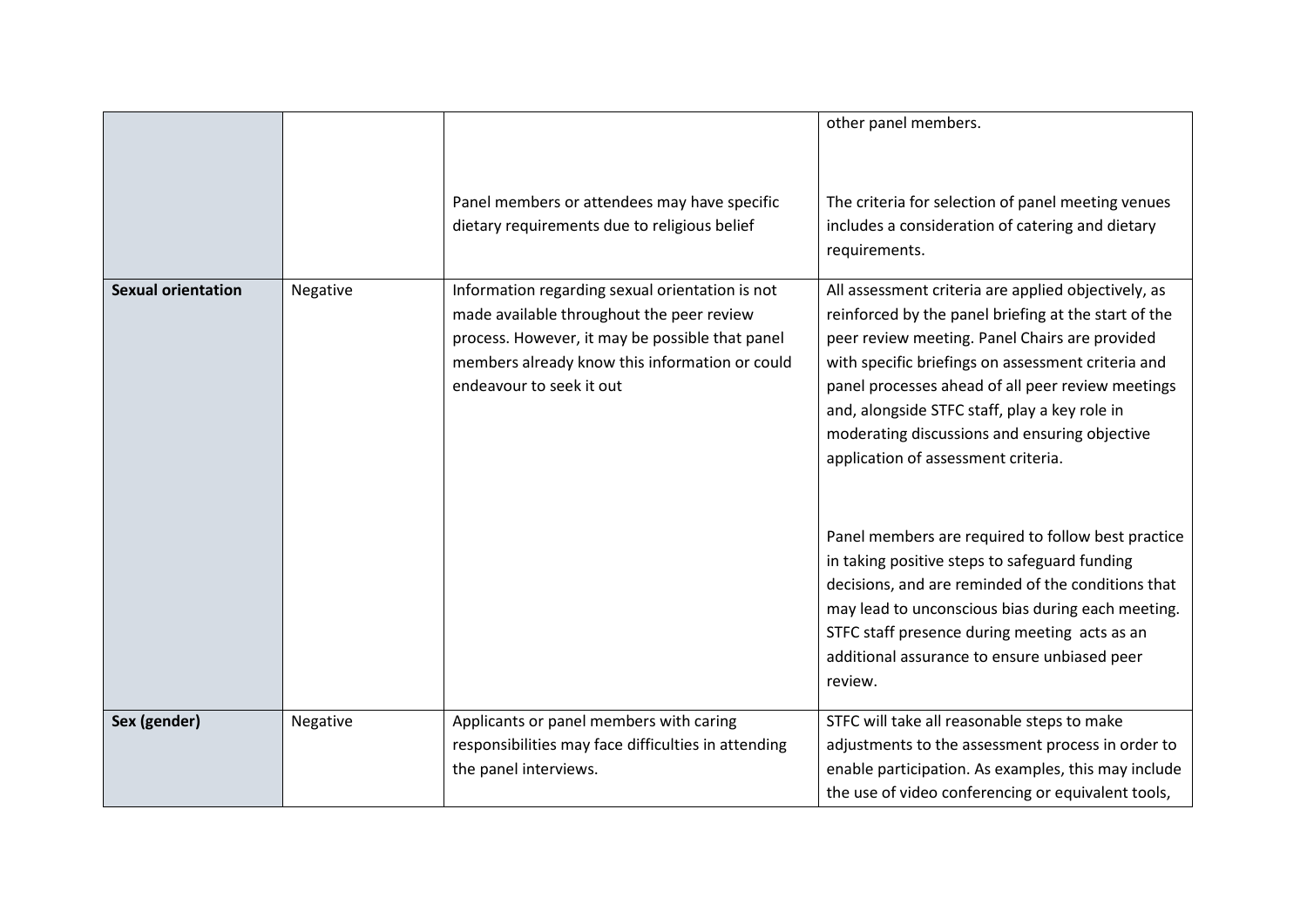| | | | |
|---|---|---|---|
| | | | other panel members. |
| | | Panel members or attendees may have specific dietary requirements due to religious belief | The criteria for selection of panel meeting venues includes a consideration of catering and dietary requirements. |
| **Sexual orientation** | Negative | Information regarding sexual orientation is not made available throughout the peer review process. However, it may be possible that panel members already know this information or could endeavour to seek it out | All assessment criteria are applied objectively, as reinforced by the panel briefing at the start of the peer review meeting. Panel Chairs are provided with specific briefings on assessment criteria and panel processes ahead of all peer review meetings and, alongside STFC staff, play a key role in moderating discussions and ensuring objective application of assessment criteria.<br><br>Panel members are required to follow best practice in taking positive steps to safeguard funding decisions, and are reminded of the conditions that may lead to unconscious bias during each meeting. STFC staff presence during meeting acts as an additional assurance to ensure unbiased peer review. |
| **Sex (gender)** | Negative | Applicants or panel members with caring responsibilities may face difficulties in attending the panel interviews. | STFC will take all reasonable steps to make adjustments to the assessment process in order to enable participation. As examples, this may include the use of video conferencing or equivalent tools, |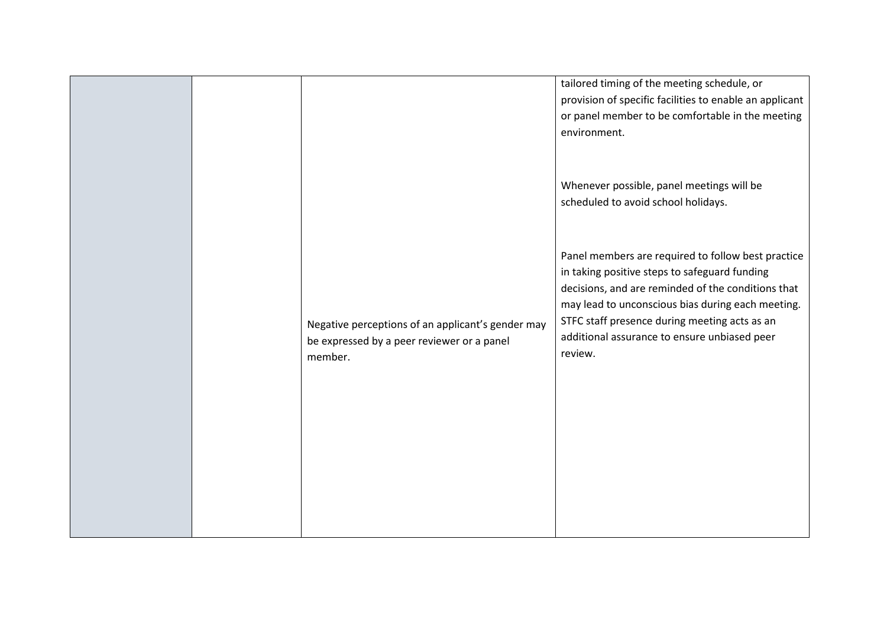| | | | |
|---|---|---|---|
| | | | tailored timing of the meeting schedule, or provision of specific facilities to enable an applicant or panel member to be comfortable in the meeting environment.<br><br>Whenever possible, panel meetings will be scheduled to avoid school holidays. |
| | | Negative perceptions of an applicant's gender may be expressed by a peer reviewer or a panel member. | Panel members are required to follow best practice in taking positive steps to safeguard funding decisions, and are reminded of the conditions that may lead to unconscious bias during each meeting. STFC staff presence during meeting acts as an additional assurance to ensure unbiased peer review. |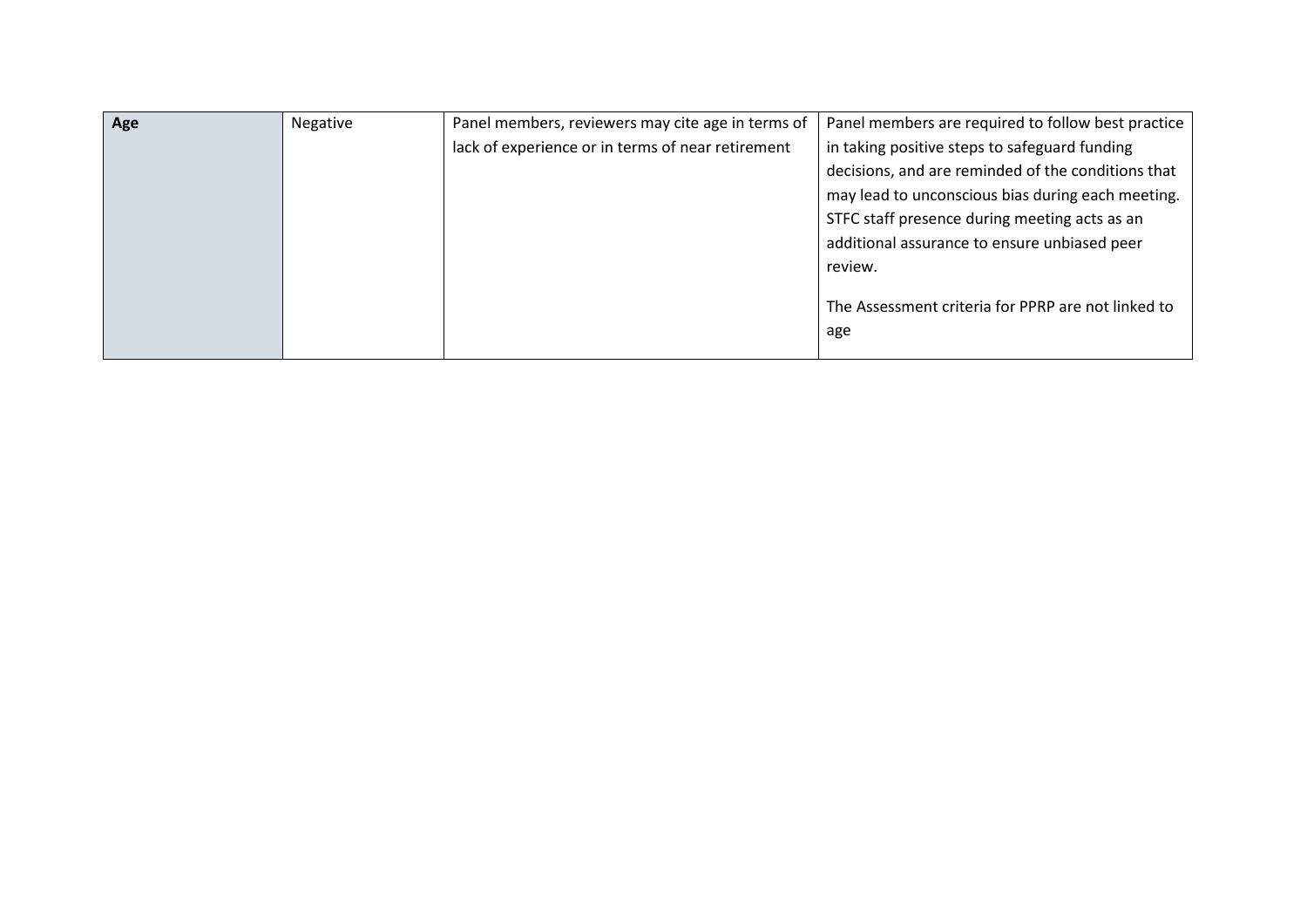| | | | |
|---|---|---|---|
| **Age** | Negative | Panel members, reviewers may cite age in terms of lack of experience or in terms of near retirement | Panel members are required to follow best practice in taking positive steps to safeguard funding decisions, and are reminded of the conditions that may lead to unconscious bias during each meeting. STFC staff presence during meeting acts as an additional assurance to ensure unbiased peer review.<br><br>The Assessment criteria for PPRP are not linked to age |